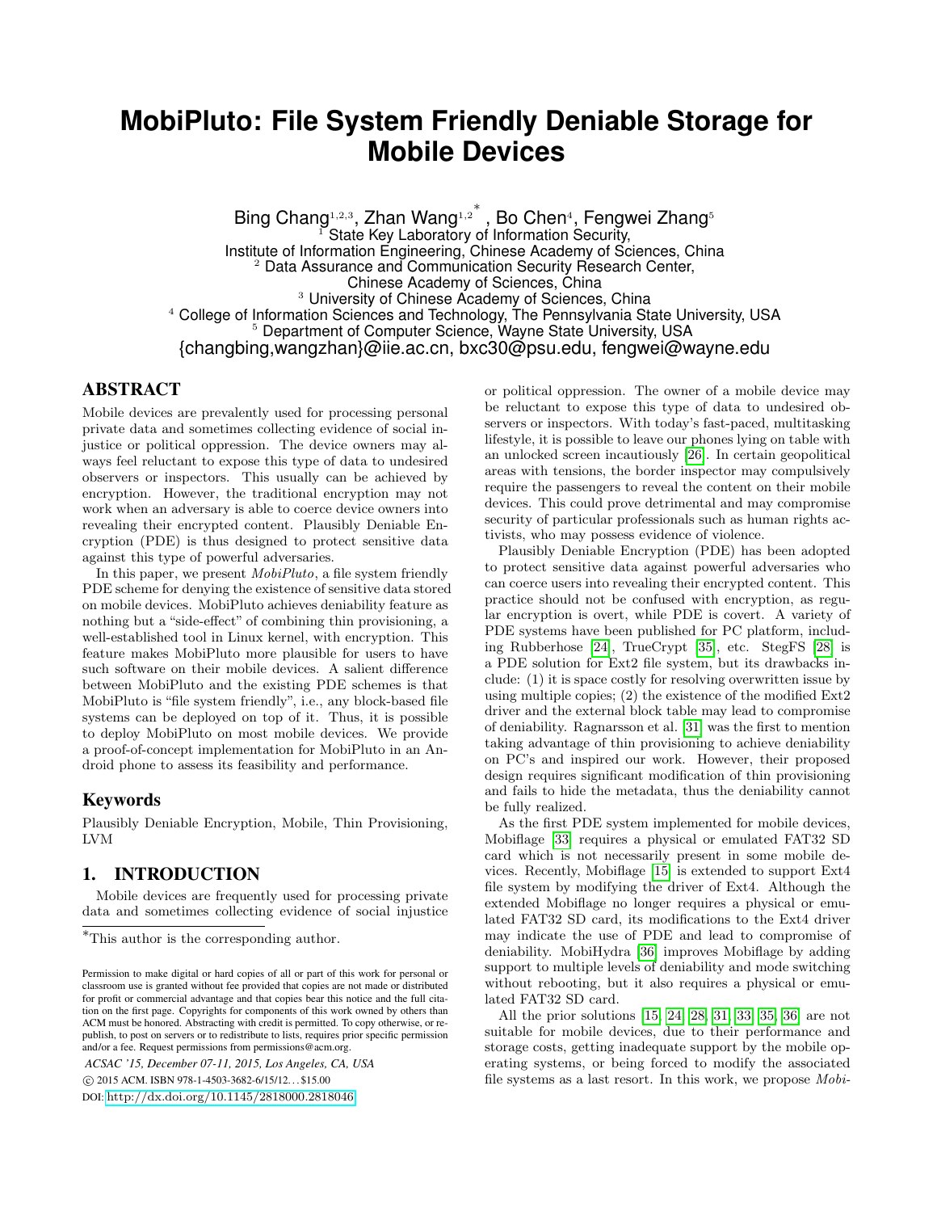# MobiPluto: File System Friendly Deniable Storage for Mobile Devices

Bing Chang[1,2,3], Zhan Wang[1,2]*, Bo Chen[4], Fengwei Zhang[5]

[1] State Key Laboratory of Information Security, Institute of Information Engineering, Chinese Academy of Sciences, China

[2] Data Assurance and Communication Security Research Center, Chinese Academy of Sciences, China

[3] University of Chinese Academy of Sciences, China

[4] College of Information Sciences and Technology, The Pennsylvania State University, USA

[5] Department of Computer Science, Wayne State University, USA

{changbing,wangzhan}@iie.ac.cn, bxc30@psu.edu, fengwei@wayne.edu

## ABSTRACT

Mobile devices are prevalently used for processing personal private data and sometimes collecting evidence of social injustice or political oppression. The device owners may always feel reluctant to expose this type of data to undesired observers or inspectors. This usually can be achieved by encryption. However, the traditional encryption may not work when an adversary is able to coerce device owners into revealing their encrypted content. Plausibly Deniable Encryption (PDE) is thus designed to protect sensitive data against this type of powerful adversaries.

In this paper, we present *MobiPluto*, a file system friendly PDE scheme for denying the existence of sensitive data stored on mobile devices. MobiPluto achieves deniability feature as nothing but a "side-effect" of combining thin provisioning, a well-established tool in Linux kernel, with encryption. This feature makes MobiPluto more plausible for users to have such software on their mobile devices. A salient difference between MobiPluto and the existing PDE schemes is that MobiPluto is "file system friendly", i.e., any block-based file systems can be deployed on top of it. Thus, it is possible to deploy MobiPluto on most mobile devices. We provide a proof-of-concept implementation for MobiPluto in an Android phone to assess its feasibility and performance.

### Keywords

Plausibly Deniable Encryption, Mobile, Thin Provisioning, LVM

## 1. INTRODUCTION

Mobile devices are frequently used for processing private data and sometimes collecting evidence of social injustice or political oppression. The owner of a mobile device may be reluctant to expose this type of data to undesired observers or inspectors. With today's fast-paced, multitasking lifestyle, it is possible to leave our phones lying on table with an unlocked screen incautiously [26]. In certain geopolitical areas with tensions, the border inspector may compulsively require the passengers to reveal the content on their mobile devices. This could prove detrimental and may compromise security of particular professionals such as human rights activists, who may possess evidence of violence.

Plausibly Deniable Encryption (PDE) has been adopted to protect sensitive data against powerful adversaries who can coerce users into revealing their encrypted content. This practice should not be confused with encryption, as regular encryption is overt, while PDE is covert. A variety of PDE systems have been published for PC platform, including Rubberhose [24], TrueCrypt [35], etc. StegFS [28] is a PDE solution for Ext2 file system, but its drawbacks include: (1) it is space costly for resolving overwritten issue by using multiple copies; (2) the existence of the modified Ext2 driver and the external block table may lead to compromise of deniability. Ragnarsson et al. [31] was the first to mention taking advantage of thin provisioning to achieve deniability on PC's and inspired our work. However, their proposed design requires significant modification of thin provisioning and fails to hide the metadata, thus the deniability cannot be fully realized.

As the first PDE system implemented for mobile devices, Mobiflage [33] requires a physical or emulated FAT32 SD card which is not necessarily present in some mobile devices. Recently, Mobiflage [15] is extended to support Ext4 file system by modifying the driver of Ext4. Although the extended Mobiflage no longer requires a physical or emulated FAT32 SD card, its modifications to the Ext4 driver may indicate the use of PDE and lead to compromise of deniability. MobiHydra [36] improves Mobiflage by adding support to multiple levels of deniability and mode switching without rebooting, but it also requires a physical or emulated FAT32 SD card.

All the prior solutions [15, 24, 28, 31, 33, 35, 36] are not suitable for mobile devices, due to their performance and storage costs, getting inadequate support by the mobile operating systems, or being forced to modify the associated file systems as a last resort. In this work, we propose *Mobi-*

*This author is the corresponding author.

Permission to make digital or hard copies of all or part of this work for personal or classroom use is granted without fee provided that copies are not made or distributed for profit or commercial advantage and that copies bear this notice and the full citation on the first page. Copyrights for components of this work owned by others than ACM must be honored. Abstracting with credit is permitted. To copy otherwise, or republish, to post on servers or to redistribute to lists, requires prior specific permission and/or a fee. Request permissions from permissions@acm.org.

*ACSAC '15, December 07-11, 2015, Los Angeles, CA, USA*

© 2015 ACM. ISBN 978-1-4503-3682-6/15/12...$15.00

DOI: http://dx.doi.org/10.1145/2818000.2818046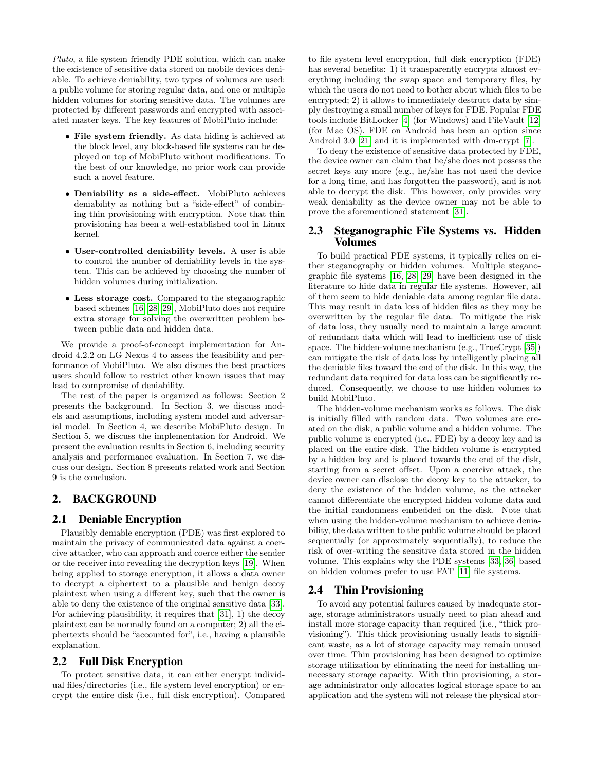*Pluto*, a file system friendly PDE solution, which can make the existence of sensitive data stored on mobile devices deniable. To achieve deniability, two types of volumes are used: a public volume for storing regular data, and one or multiple hidden volumes for storing sensitive data. The volumes are protected by different passwords and encrypted with associated master keys. The key features of MobiPluto include:

- **File system friendly.** As data hiding is achieved at the block level, any block-based file systems can be deployed on top of MobiPluto without modifications. To the best of our knowledge, no prior work can provide such a novel feature.
- **Deniability as a side-effect.** MobiPluto achieves deniability as nothing but a "side-effect" of combining thin provisioning with encryption. Note that thin provisioning has been a well-established tool in Linux kernel.
- **User-controlled deniability levels.** A user is able to control the number of deniability levels in the system. This can be achieved by choosing the number of hidden volumes during initialization.
- **Less storage cost.** Compared to the steganographic based schemes [16, 28, 29], MobiPluto does not require extra storage for solving the overwritten problem between public data and hidden data.

We provide a proof-of-concept implementation for Android 4.2.2 on LG Nexus 4 to assess the feasibility and performance of MobiPluto. We also discuss the best practices users should follow to restrict other known issues that may lead to compromise of deniability.

The rest of the paper is organized as follows: Section 2 presents the background. In Section 3, we discuss models and assumptions, including system model and adversarial model. In Section 4, we describe MobiPluto design. In Section 5, we discuss the implementation for Android. We present the evaluation results in Section 6, including security analysis and performance evaluation. In Section 7, we discuss our design. Section 8 presents related work and Section 9 is the conclusion.

## 2. BACKGROUND

### 2.1 Deniable Encryption

Plausibly deniable encryption (PDE) was first explored to maintain the privacy of communicated data against a coercive attacker, who can approach and coerce either the sender or the receiver into revealing the decryption keys [19]. When being applied to storage encryption, it allows a data owner to decrypt a ciphertext to a plausible and benign decoy plaintext when using a different key, such that the owner is able to deny the existence of the original sensitive data [33]. For achieving plausibility, it requires that [31], 1) the decoy plaintext can be normally found on a computer; 2) all the ciphertexts should be "accounted for", i.e., having a plausible explanation.

### 2.2 Full Disk Encryption

To protect sensitive data, it can either encrypt individual files/directories (i.e., file system level encryption) or encrypt the entire disk (i.e., full disk encryption). Compared to file system level encryption, full disk encryption (FDE) has several benefits: 1) it transparently encrypts almost everything including the swap space and temporary files, by which the users do not need to bother about which files to be encrypted; 2) it allows to immediately destruct data by simply destroying a small number of keys for FDE. Popular FDE tools include BitLocker [4] (for Windows) and FileVault [12] (for Mac OS). FDE on Android has been an option since Android 3.0 [21] and it is implemented with dm-crypt [7].

To deny the existence of sensitive data protected by FDE, the device owner can claim that he/she does not possess the secret keys any more (e.g., he/she has not used the device for a long time, and has forgotten the password), and is not able to decrypt the disk. This however, only provides very weak deniability as the device owner may not be able to prove the aforementioned statement [31].

### 2.3 Steganographic File Systems vs. Hidden Volumes

To build practical PDE systems, it typically relies on either steganography or hidden volumes. Multiple steganographic file systems [16, 28, 29] have been designed in the literature to hide data in regular file systems. However, all of them seem to hide deniable data among regular file data. This may result in data loss of hidden files as they may be overwritten by the regular file data. To mitigate the risk of data loss, they usually need to maintain a large amount of redundant data which will lead to inefficient use of disk space. The hidden-volume mechanism (e.g., TrueCrypt [35]) can mitigate the risk of data loss by intelligently placing all the deniable files toward the end of the disk. In this way, the redundant data required for data loss can be significantly reduced. Consequently, we choose to use hidden volumes to build MobiPluto.

The hidden-volume mechanism works as follows. The disk is initially filled with random data. Two volumes are created on the disk, a public volume and a hidden volume. The public volume is encrypted (i.e., FDE) by a decoy key and is placed on the entire disk. The hidden volume is encrypted by a hidden key and is placed towards the end of the disk, starting from a secret offset. Upon a coercive attack, the device owner can disclose the decoy key to the attacker, to deny the existence of the hidden volume, as the attacker cannot differentiate the encrypted hidden volume data and the initial randomness embedded on the disk. Note that when using the hidden-volume mechanism to achieve deniability, the data written to the public volume should be placed sequentially (or approximately sequentially), to reduce the risk of over-writing the sensitive data stored in the hidden volume. This explains why the PDE systems [33, 36] based on hidden volumes prefer to use FAT [11] file systems.

### 2.4 Thin Provisioning

To avoid any potential failures caused by inadequate storage, storage administrators usually need to plan ahead and install more storage capacity than required (i.e., "thick provisioning"). This thick provisioning usually leads to significant waste, as a lot of storage capacity may remain unused over time. Thin provisioning has been designed to optimize storage utilization by eliminating the need for installing unnecessary storage capacity. With thin provisioning, a storage administrator only allocates logical storage space to an application and the system will not release the physical stor-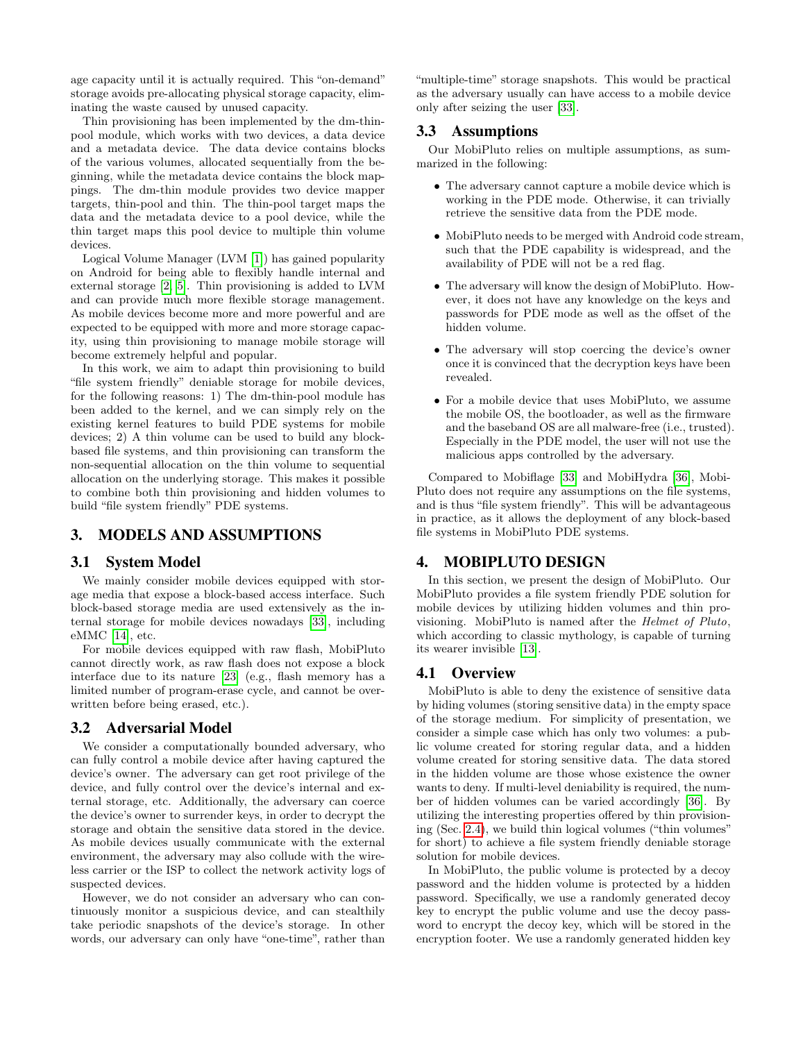age capacity until it is actually required. This "on-demand" storage avoids pre-allocating physical storage capacity, eliminating the waste caused by unused capacity.

Thin provisioning has been implemented by the dm-thin-pool module, which works with two devices, a data device and a metadata device. The data device contains blocks of the various volumes, allocated sequentially from the beginning, while the metadata device contains the block mappings. The dm-thin module provides two device mapper targets, thin-pool and thin. The thin-pool target maps the data and the metadata device to a pool device, while the thin target maps this pool device to multiple thin volume devices.

Logical Volume Manager (LVM [1]) has gained popularity on Android for being able to flexibly handle internal and external storage [2, 5]. Thin provisioning is added to LVM and can provide much more flexible storage management. As mobile devices become more and more powerful and are expected to be equipped with more and more storage capacity, using thin provisioning to manage mobile storage will become extremely helpful and popular.

In this work, we aim to adapt thin provisioning to build "file system friendly" deniable storage for mobile devices, for the following reasons: 1) The dm-thin-pool module has been added to the kernel, and we can simply rely on the existing kernel features to build PDE systems for mobile devices; 2) A thin volume can be used to build any block-based file systems, and thin provisioning can transform the non-sequential allocation on the thin volume to sequential allocation on the underlying storage. This makes it possible to combine both thin provisioning and hidden volumes to build "file system friendly" PDE systems.

# 3. MODELS AND ASSUMPTIONS

## 3.1 System Model

We mainly consider mobile devices equipped with storage media that expose a block-based access interface. Such block-based storage media are used extensively as the internal storage for mobile devices nowadays [33], including eMMC [14], etc.

For mobile devices equipped with raw flash, MobiPluto cannot directly work, as raw flash does not expose a block interface due to its nature [23] (e.g., flash memory has a limited number of program-erase cycle, and cannot be overwritten before being erased, etc.).

## 3.2 Adversarial Model

We consider a computationally bounded adversary, who can fully control a mobile device after having captured the device's owner. The adversary can get root privilege of the device, and fully control over the device's internal and external storage, etc. Additionally, the adversary can coerce the device's owner to surrender keys, in order to decrypt the storage and obtain the sensitive data stored in the device. As mobile devices usually communicate with the external environment, the adversary may also collude with the wireless carrier or the ISP to collect the network activity logs of suspected devices.

However, we do not consider an adversary who can continuously monitor a suspicious device, and can stealthily take periodic snapshots of the device's storage. In other words, our adversary can only have "one-time", rather than "multiple-time" storage snapshots. This would be practical as the adversary usually can have access to a mobile device only after seizing the user [33].

## 3.3 Assumptions

Our MobiPluto relies on multiple assumptions, as summarized in the following:

- The adversary cannot capture a mobile device which is working in the PDE mode. Otherwise, it can trivially retrieve the sensitive data from the PDE mode.
- MobiPluto needs to be merged with Android code stream, such that the PDE capability is widespread, and the availability of PDE will not be a red flag.
- The adversary will know the design of MobiPluto. However, it does not have any knowledge on the keys and passwords for PDE mode as well as the offset of the hidden volume.
- The adversary will stop coercing the device's owner once it is convinced that the decryption keys have been revealed.
- For a mobile device that uses MobiPluto, we assume the mobile OS, the bootloader, as well as the firmware and the baseband OS are all malware-free (i.e., trusted). Especially in the PDE model, the user will not use the malicious apps controlled by the adversary.

Compared to Mobiflage [33] and MobiHydra [36], MobiPluto does not require any assumptions on the file systems, and is thus "file system friendly". This will be advantageous in practice, as it allows the deployment of any block-based file systems in MobiPluto PDE systems.

# 4. MOBIPLUTO DESIGN

In this section, we present the design of MobiPluto. Our MobiPluto provides a file system friendly PDE solution for mobile devices by utilizing hidden volumes and thin provisioning. MobiPluto is named after the *Helmet of Pluto*, which according to classic mythology, is capable of turning its wearer invisible [13].

## 4.1 Overview

MobiPluto is able to deny the existence of sensitive data by hiding volumes (storing sensitive data) in the empty space of the storage medium. For simplicity of presentation, we consider a simple case which has only two volumes: a public volume created for storing regular data, and a hidden volume created for storing sensitive data. The data stored in the hidden volume are those whose existence the owner wants to deny. If multi-level deniability is required, the number of hidden volumes can be varied accordingly [36]. By utilizing the interesting properties offered by thin provisioning (Sec. 2.4), we build thin logical volumes ("thin volumes" for short) to achieve a file system friendly deniable storage solution for mobile devices.

In MobiPluto, the public volume is protected by a decoy password and the hidden volume is protected by a hidden password. Specifically, we use a randomly generated decoy key to encrypt the public volume and use the decoy password to encrypt the decoy key, which will be stored in the encryption footer. We use a randomly generated hidden key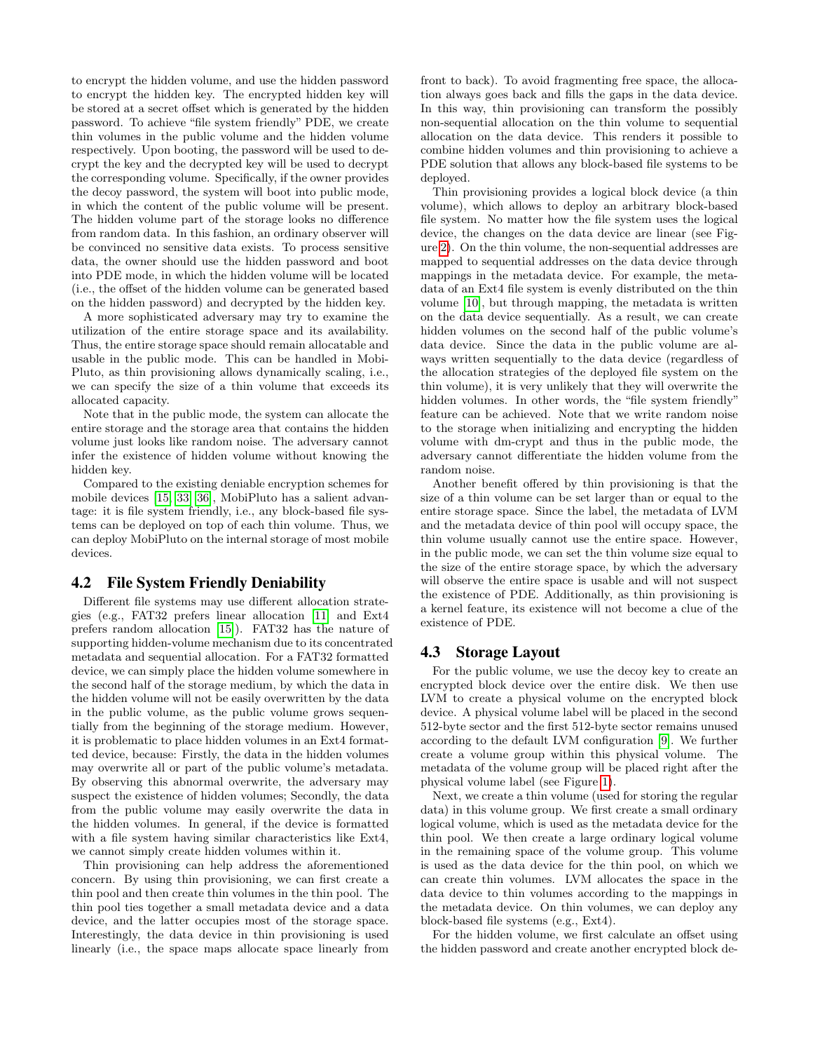to encrypt the hidden volume, and use the hidden password to encrypt the hidden key. The encrypted hidden key will be stored at a secret offset which is generated by the hidden password. To achieve "file system friendly" PDE, we create thin volumes in the public volume and the hidden volume respectively. Upon booting, the password will be used to decrypt the key and the decrypted key will be used to decrypt the corresponding volume. Specifically, if the owner provides the decoy password, the system will boot into public mode, in which the content of the public volume will be present. The hidden volume part of the storage looks no difference from random data. In this fashion, an ordinary observer will be convinced no sensitive data exists. To process sensitive data, the owner should use the hidden password and boot into PDE mode, in which the hidden volume will be located (i.e., the offset of the hidden volume can be generated based on the hidden password) and decrypted by the hidden key.

A more sophisticated adversary may try to examine the utilization of the entire storage space and its availability. Thus, the entire storage space should remain allocatable and usable in the public mode. This can be handled in MobiPluto, as thin provisioning allows dynamically scaling, i.e., we can specify the size of a thin volume that exceeds its allocated capacity.

Note that in the public mode, the system can allocate the entire storage and the storage area that contains the hidden volume just looks like random noise. The adversary cannot infer the existence of hidden volume without knowing the hidden key.

Compared to the existing deniable encryption schemes for mobile devices [15, 33, 36], MobiPluto has a salient advantage: it is file system friendly, i.e., any block-based file systems can be deployed on top of each thin volume. Thus, we can deploy MobiPluto on the internal storage of most mobile devices.

## 4.2 File System Friendly Deniability

Different file systems may use different allocation strategies (e.g., FAT32 prefers linear allocation [11] and Ext4 prefers random allocation [15]). FAT32 has the nature of supporting hidden-volume mechanism due to its concentrated metadata and sequential allocation. For a FAT32 formatted device, we can simply place the hidden volume somewhere in the second half of the storage medium, by which the data in the hidden volume will not be easily overwritten by the data in the public volume, as the public volume grows sequentially from the beginning of the storage medium. However, it is problematic to place hidden volumes in an Ext4 formatted device, because: Firstly, the data in the hidden volumes may overwrite all or part of the public volume's metadata. By observing this abnormal overwrite, the adversary may suspect the existence of hidden volumes; Secondly, the data from the public volume may easily overwrite the data in the hidden volumes. In general, if the device is formatted with a file system having similar characteristics like Ext4, we cannot simply create hidden volumes within it.

Thin provisioning can help address the aforementioned concern. By using thin provisioning, we can first create a thin pool and then create thin volumes in the thin pool. The thin pool ties together a small metadata device and a data device, and the latter occupies most of the storage space. Interestingly, the data device in thin provisioning is used linearly (i.e., the space maps allocate space linearly from front to back). To avoid fragmenting free space, the allocation always goes back and fills the gaps in the data device. In this way, thin provisioning can transform the possibly non-sequential allocation on the thin volume to sequential allocation on the data device. This renders it possible to combine hidden volumes and thin provisioning to achieve a PDE solution that allows any block-based file systems to be deployed.

Thin provisioning provides a logical block device (a thin volume), which allows to deploy an arbitrary block-based file system. No matter how the file system uses the logical device, the changes on the data device are linear (see Figure 2). On the thin volume, the non-sequential addresses are mapped to sequential addresses on the data device through mappings in the metadata device. For example, the metadata of an Ext4 file system is evenly distributed on the thin volume [10], but through mapping, the metadata is written on the data device sequentially. As a result, we can create hidden volumes on the second half of the public volume's data device. Since the data in the public volume are always written sequentially to the data device (regardless of the allocation strategies of the deployed file system on the thin volume), it is very unlikely that they will overwrite the hidden volumes. In other words, the "file system friendly" feature can be achieved. Note that we write random noise to the storage when initializing and encrypting the hidden volume with dm-crypt and thus in the public mode, the adversary cannot differentiate the hidden volume from the random noise.

Another benefit offered by thin provisioning is that the size of a thin volume can be set larger than or equal to the entire storage space. Since the label, the metadata of LVM and the metadata device of thin pool will occupy space, the thin volume usually cannot use the entire space. However, in the public mode, we can set the thin volume size equal to the size of the entire storage space, by which the adversary will observe the entire space is usable and will not suspect the existence of PDE. Additionally, as thin provisioning is a kernel feature, its existence will not become a clue of the existence of PDE.

## 4.3 Storage Layout

For the public volume, we use the decoy key to create an encrypted block device over the entire disk. We then use LVM to create a physical volume on the encrypted block device. A physical volume label will be placed in the second 512-byte sector and the first 512-byte sector remains unused according to the default LVM configuration [9]. We further create a volume group within this physical volume. The metadata of the volume group will be placed right after the physical volume label (see Figure 1).

Next, we create a thin volume (used for storing the regular data) in this volume group. We first create a small ordinary logical volume, which is used as the metadata device for the thin pool. We then create a large ordinary logical volume in the remaining space of the volume group. This volume is used as the data device for the thin pool, on which we can create thin volumes. LVM allocates the space in the data device to thin volumes according to the mappings in the metadata device. On thin volumes, we can deploy any block-based file systems (e.g., Ext4).

For the hidden volume, we first calculate an offset using the hidden password and create another encrypted block de-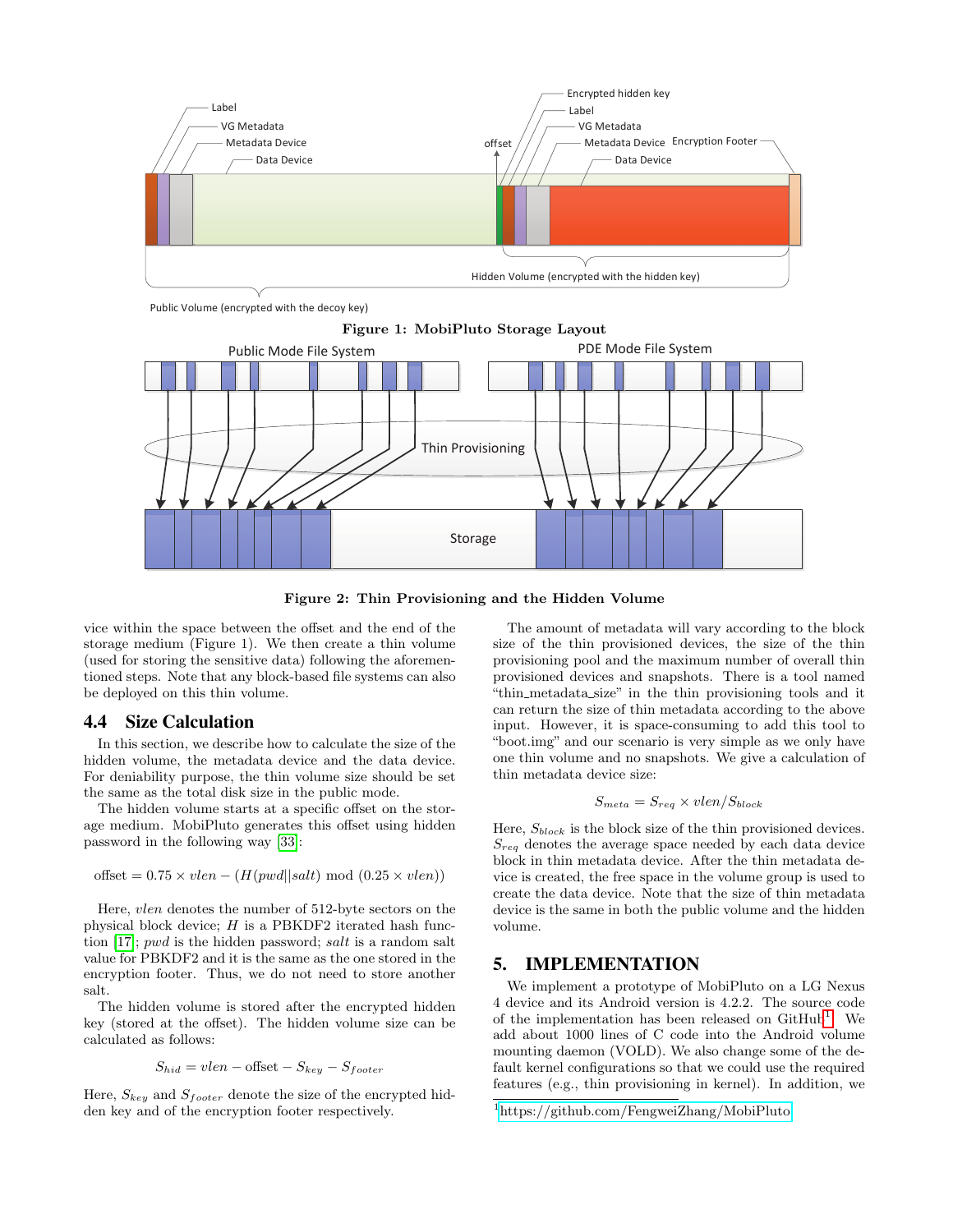Figure 1: MobiPluto Storage Layout

Figure 2: Thin Provisioning and the Hidden Volume

vice within the space between the offset and the end of the storage medium (Figure 1). We then create a thin volume (used for storing the sensitive data) following the aforementioned steps. Note that any block-based file systems can also be deployed on this thin volume.

### 4.4 Size Calculation

In this section, we describe how to calculate the size of the hidden volume, the metadata device and the data device. For deniability purpose, the thin volume size should be set the same as the total disk size in the public mode.

The hidden volume starts at a specific offset on the storage medium. MobiPluto generates this offset using hidden password in the following way [33]:

$$\text{offset} = 0.75 \times vlen - (H(pwd||salt) \bmod (0.25 \times vlen))$$

Here, $vlen$ denotes the number of 512-byte sectors on the physical block device; $H$ is a PBKDF2 iterated hash function [17]; $pwd$ is the hidden password; $salt$ is a random salt value for PBKDF2 and it is the same as the one stored in the encryption footer. Thus, we do not need to store another salt.

The hidden volume is stored after the encrypted hidden key (stored at the offset). The hidden volume size can be calculated as follows:

$$S_{hid} = vlen - \text{offset} - S_{key} - S_{footer}$$

Here, $S_{key}$ and $S_{footer}$ denote the size of the encrypted hidden key and of the encryption footer respectively.

The amount of metadata will vary according to the block size of the thin provisioned devices, the size of the thin provisioning pool and the maximum number of overall thin provisioned devices and snapshots. There is a tool named "thin_metadata_size" in the thin provisioning tools and it can return the size of thin metadata according to the above input. However, it is space-consuming to add this tool to "boot.img" and our scenario is very simple as we only have one thin volume and no snapshots. We give a calculation of thin metadata device size:

$$S_{meta} = S_{req} \times vlen/S_{block}$$

Here, $S_{block}$ is the block size of the thin provisioned devices. $S_{req}$ denotes the average space needed by each data device block in thin metadata device. After the thin metadata device is created, the free space in the volume group is used to create the data device. Note that the size of thin metadata device is the same in both the public volume and the hidden volume.

## 5. IMPLEMENTATION

We implement a prototype of MobiPluto on a LG Nexus 4 device and its Android version is 4.2.2. The source code of the implementation has been released on GitHub[1]. We add about 1000 lines of C code into the Android volume mounting daemon (VOLD). We also change some of the default kernel configurations so that we could use the required features (e.g., thin provisioning in kernel). In addition, we

[1] https://github.com/FengweiZhang/MobiPluto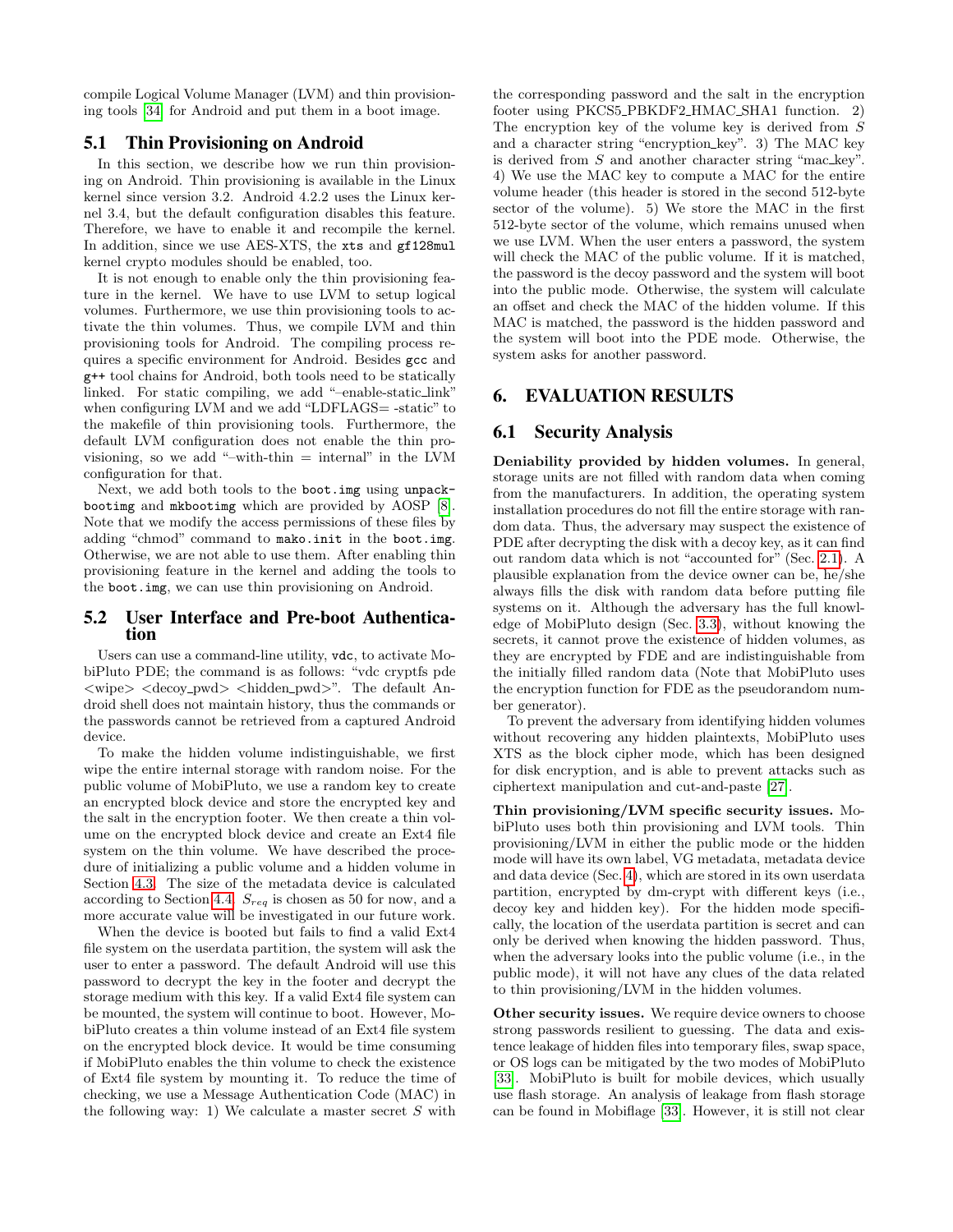compile Logical Volume Manager (LVM) and thin provisioning tools [34] for Android and put them in a boot image.

### 5.1 Thin Provisioning on Android

In this section, we describe how we run thin provisioning on Android. Thin provisioning is available in the Linux kernel since version 3.2. Android 4.2.2 uses the Linux kernel 3.4, but the default configuration disables this feature. Therefore, we have to enable it and recompile the kernel. In addition, since we use AES-XTS, the `xts` and `gf128mul` kernel crypto modules should be enabled, too.

It is not enough to enable only the thin provisioning feature in the kernel. We have to use LVM to setup logical volumes. Furthermore, we use thin provisioning tools to activate the thin volumes. Thus, we compile LVM and thin provisioning tools for Android. The compiling process requires a specific environment for Android. Besides `gcc` and `g++` tool chains for Android, both tools need to be statically linked. For static compiling, we add "–enable-static_link" when configuring LVM and we add "LDFLAGS= -static" to the makefile of thin provisioning tools. Furthermore, the default LVM configuration does not enable the thin provisioning, so we add "–with-thin = internal" in the LVM configuration for that.

Next, we add both tools to the `boot.img` using `unpackbootimg` and `mkbootimg` which are provided by AOSP [8]. Note that we modify the access permissions of these files by adding "chmod" command to `mako.init` in the `boot.img`. Otherwise, we are not able to use them. After enabling thin provisioning feature in the kernel and adding the tools to the `boot.img`, we can use thin provisioning on Android.

### 5.2 User Interface and Pre-boot Authentication

Users can use a command-line utility, `vdc`, to activate MobiPluto PDE; the command is as follows: "vdc cryptfs pde <wipe> <decoy_pwd> <hidden_pwd>". The default Android shell does not maintain history, thus the commands or the passwords cannot be retrieved from a captured Android device.

To make the hidden volume indistinguishable, we first wipe the entire internal storage with random noise. For the public volume of MobiPluto, we use a random key to create an encrypted block device and store the encrypted key and the salt in the encryption footer. We then create a thin volume on the encrypted block device and create an Ext4 file system on the thin volume. We have described the procedure of initializing a public volume and a hidden volume in Section 4.3. The size of the metadata device is calculated according to Section 4.4. $S_{req}$ is chosen as 50 for now, and a more accurate value will be investigated in our future work.

When the device is booted but fails to find a valid Ext4 file system on the userdata partition, the system will ask the user to enter a password. The default Android will use this password to decrypt the key in the footer and decrypt the storage medium with this key. If a valid Ext4 file system can be mounted, the system will continue to boot. However, MobiPluto creates a thin volume instead of an Ext4 file system on the encrypted block device. It would be time consuming if MobiPluto enables the thin volume to check the existence of Ext4 file system by mounting it. To reduce the time of checking, we use a Message Authentication Code (MAC) in the following way: 1) We calculate a master secret $S$ with the corresponding password and the salt in the encryption footer using PKCS5_PBKDF2_HMAC_SHA1 function. 2) The encryption key of the volume key is derived from $S$ and a character string "encryption_key". 3) The MAC key is derived from $S$ and another character string "mac_key". 4) We use the MAC key to compute a MAC for the entire volume header (this header is stored in the second 512-byte sector of the volume). 5) We store the MAC in the first 512-byte sector of the volume, which remains unused when we use LVM. When the user enters a password, the system will check the MAC of the public volume. If it is matched, the password is the decoy password and the system will boot into the public mode. Otherwise, the system will calculate an offset and check the MAC of the hidden volume. If this MAC is matched, the password is the hidden password and the system will boot into the PDE mode. Otherwise, the system asks for another password.

## 6. EVALUATION RESULTS

### 6.1 Security Analysis

**Deniability provided by hidden volumes.** In general, storage units are not filled with random data when coming from the manufacturers. In addition, the operating system installation procedures do not fill the entire storage with random data. Thus, the adversary may suspect the existence of PDE after decrypting the disk with a decoy key, as it can find out random data which is not "accounted for" (Sec. 2.1). A plausible explanation from the device owner can be, he/she always fills the disk with random data before putting file systems on it. Although the adversary has the full knowledge of MobiPluto design (Sec. 3.3), without knowing the secrets, it cannot prove the existence of hidden volumes, as they are encrypted by FDE and are indistinguishable from the initially filled random data (Note that MobiPluto uses the encryption function for FDE as the pseudorandom number generator).

To prevent the adversary from identifying hidden volumes without recovering any hidden plaintexts, MobiPluto uses XTS as the block cipher mode, which has been designed for disk encryption, and is able to prevent attacks such as ciphertext manipulation and cut-and-paste [27].

**Thin provisioning/LVM specific security issues.** MobiPluto uses both thin provisioning and LVM tools. Thin provisioning/LVM in either the public mode or the hidden mode will have its own label, VG metadata, metadata device and data device (Sec. 4), which are stored in its own userdata partition, encrypted by dm-crypt with different keys (i.e., decoy key and hidden key). For the hidden mode specifically, the location of the userdata partition is secret and can only be derived when knowing the hidden password. Thus, when the adversary looks into the public volume (i.e., in the public mode), it will not have any clues of the data related to thin provisioning/LVM in the hidden volumes.

**Other security issues.** We require device owners to choose strong passwords resilient to guessing. The data and existence leakage of hidden files into temporary files, swap space, or OS logs can be mitigated by the two modes of MobiPluto [33]. MobiPluto is built for mobile devices, which usually use flash storage. An analysis of leakage from flash storage can be found in Mobiflage [33]. However, it is still not clear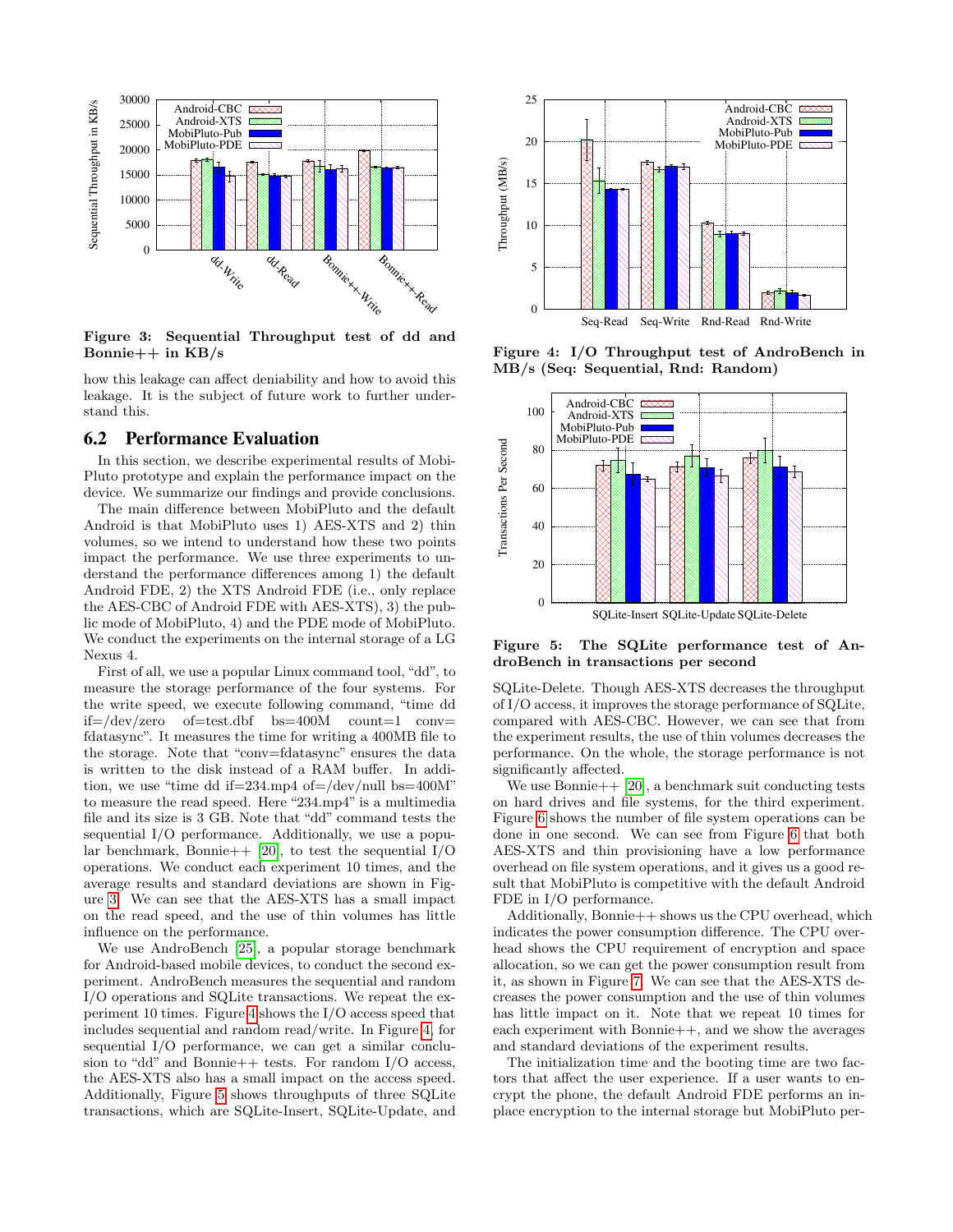Figure 3: Sequential Throughput test of dd and Bonnie++ in KB/s

how this leakage can affect deniability and how to avoid this leakage. It is the subject of future work to further understand this.

## 6.2 Performance Evaluation

In this section, we describe experimental results of MobiPluto prototype and explain the performance impact on the device. We summarize our findings and provide conclusions.

The main difference between MobiPluto and the default Android is that MobiPluto uses 1) AES-XTS and 2) thin volumes, so we intend to understand how these two points impact the performance. We use three experiments to understand the performance differences among 1) the default Android FDE, 2) the XTS Android FDE (i.e., only replace the AES-CBC of Android FDE with AES-XTS), 3) the public mode of MobiPluto, 4) and the PDE mode of MobiPluto. We conduct the experiments on the internal storage of a LG Nexus 4.

First of all, we use a popular Linux command tool, "dd", to measure the storage performance of the four systems. For the write speed, we execute following command, "time dd if=/dev/zero of=test.dbf bs=400M count=1 conv=fdatasync". It measures the time for writing a 400MB file to the storage. Note that "conv=fdatasync" ensures the data is written to the disk instead of a RAM buffer. In addition, we use "time dd if=234.mp4 of=/dev/null bs=400M" to measure the read speed. Here "234.mp4" is a multimedia file and its size is 3 GB. Note that "dd" command tests the sequential I/O performance. Additionally, we use a popular benchmark, Bonnie++ [20], to test the sequential I/O operations. We conduct each experiment 10 times, and the average results and standard deviations are shown in Figure 3. We can see that the AES-XTS has a small impact on the read speed, and the use of thin volumes has little influence on the performance.

We use AndroBench [25], a popular storage benchmark for Android-based mobile devices, to conduct the second experiment. AndroBench measures the sequential and random I/O operations and SQLite transactions. We repeat the experiment 10 times. Figure 4 shows the I/O access speed that includes sequential and random read/write. In Figure 4, for sequential I/O performance, we can get a similar conclusion to "dd" and Bonnie++ tests. For random I/O access, the AES-XTS also has a small impact on the access speed. Additionally, Figure 5 shows throughputs of three SQLite transactions, which are SQLite-Insert, SQLite-Update, and SQLite-Delete. Though AES-XTS decreases the throughput of I/O access, it improves the storage performance of SQLite, compared with AES-CBC. However, we can see that from the experiment results, the use of thin volumes decreases the performance. On the whole, the storage performance is not significantly affected.

Figure 4: I/O Throughput test of AndroBench in MB/s (Seq: Sequential, Rnd: Random)

Figure 5: The SQLite performance test of AndroBench in transactions per second

We use Bonnie++ [20], a benchmark suit conducting tests on hard drives and file systems, for the third experiment. Figure 6 shows the number of file system operations can be done in one second. We can see from Figure 6 that both AES-XTS and thin provisioning have a low performance overhead on file system operations, and it gives us a good result that MobiPluto is competitive with the default Android FDE in I/O performance.

Additionally, Bonnie++ shows us the CPU overhead, which indicates the power consumption difference. The CPU overhead shows the CPU requirement of encryption and space allocation, so we can get the power consumption result from it, as shown in Figure 7. We can see that the AES-XTS decreases the power consumption and the use of thin volumes has little impact on it. Note that we repeat 10 times for each experiment with Bonnie++, and we show the averages and standard deviations of the experiment results.

The initialization time and the booting time are two factors that affect the user experience. If a user wants to encrypt the phone, the default Android FDE performs an in-place encryption to the internal storage but MobiPluto per-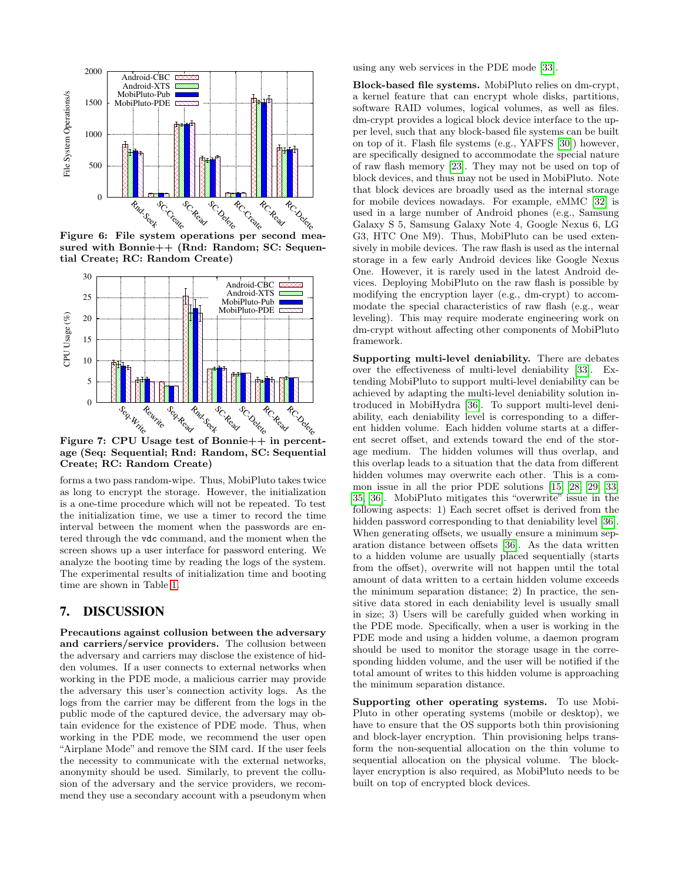Figure 6: File system operations per second measured with Bonnie++ (Rnd: Random; SC: Sequential Create; RC: Random Create)

Figure 7: CPU Usage test of Bonnie++ in percentage (Seq: Sequential; Rnd: Random, SC: Sequential Create; RC: Random Create)

forms a two pass random-wipe. Thus, MobiPluto takes twice as long to encrypt the storage. However, the initialization is a one-time procedure which will not be repeated. To test the initialization time, we use a timer to record the time interval between the moment when the passwords are entered through the `vdc` command, and the moment when the screen shows up a user interface for password entering. We analyze the booting time by reading the logs of the system. The experimental results of initialization time and booting time are shown in Table 1.

## 7. DISCUSSION

**Precautions against collusion between the adversary and carriers/service providers.** The collusion between the adversary and carriers may disclose the existence of hidden volumes. If a user connects to external networks when working in the PDE mode, a malicious carrier may provide the adversary this user's connection activity logs. As the logs from the carrier may be different from the logs in the public mode of the captured device, the adversary may obtain evidence for the existence of PDE mode. Thus, when working in the PDE mode, we recommend the user open "Airplane Mode" and remove the SIM card. If the user feels the necessity to communicate with the external networks, anonymity should be used. Similarly, to prevent the collusion of the adversary and the service providers, we recommend they use a secondary account with a pseudonym when using any web services in the PDE mode [33].

**Block-based file systems.** MobiPluto relies on dm-crypt, a kernel feature that can encrypt whole disks, partitions, software RAID volumes, logical volumes, as well as files. dm-crypt provides a logical block device interface to the upper level, such that any block-based file systems can be built on top of it. Flash file systems (e.g., YAFFS [30]) however, are specifically designed to accommodate the special nature of raw flash memory [23]. They may not be used on top of block devices, and thus may not be used in MobiPluto. Note that block devices are broadly used as the internal storage for mobile devices nowadays. For example, eMMC [32] is used in a large number of Android phones (e.g., Samsung Galaxy S 5, Samsung Galaxy Note 4, Google Nexus 6, LG G3, HTC One M9). Thus, MobiPluto can be used extensively in mobile devices. The raw flash is used as the internal storage in a few early Android devices like Google Nexus One. However, it is rarely used in the latest Android devices. Deploying MobiPluto on the raw flash is possible by modifying the encryption layer (e.g., dm-crypt) to accommodate the special characteristics of raw flash (e.g., wear leveling). This may require moderate engineering work on dm-crypt without affecting other components of MobiPluto framework.

**Supporting multi-level deniability.** There are debates over the effectiveness of multi-level deniability [33]. Extending MobiPluto to support multi-level deniability can be achieved by adapting the multi-level deniability solution introduced in MobiHydra [36]. To support multi-level deniability, each deniability level is corresponding to a different hidden volume. Each hidden volume starts at a different secret offset, and extends toward the end of the storage medium. The hidden volumes will thus overlap, and this overlap leads to a situation that the data from different hidden volumes may overwrite each other. This is a common issue in all the prior PDE solutions [15, 28, 29, 33, 35, 36]. MobiPluto mitigates this "overwrite" issue in the following aspects: 1) Each secret offset is derived from the hidden password corresponding to that deniability level [36]. When generating offsets, we usually ensure a minimum separation distance between offsets [36]. As the data written to a hidden volume are usually placed sequentially (starts from the offset), overwrite will not happen until the total amount of data written to a certain hidden volume exceeds the minimum separation distance; 2) In practice, the sensitive data stored in each deniability level is usually small in size; 3) Users will be carefully guided when working in the PDE mode. Specifically, when a user is working in the PDE mode and using a hidden volume, a daemon program should be used to monitor the storage usage in the corresponding hidden volume, and the user will be notified if the total amount of writes to this hidden volume is approaching the minimum separation distance.

**Supporting other operating systems.** To use MobiPluto in other operating systems (mobile or desktop), we have to ensure that the OS supports both thin provisioning and block-layer encryption. Thin provisioning helps transform the non-sequential allocation on the thin volume to sequential allocation on the physical volume. The block-layer encryption is also required, as MobiPluto needs to be built on top of encrypted block devices.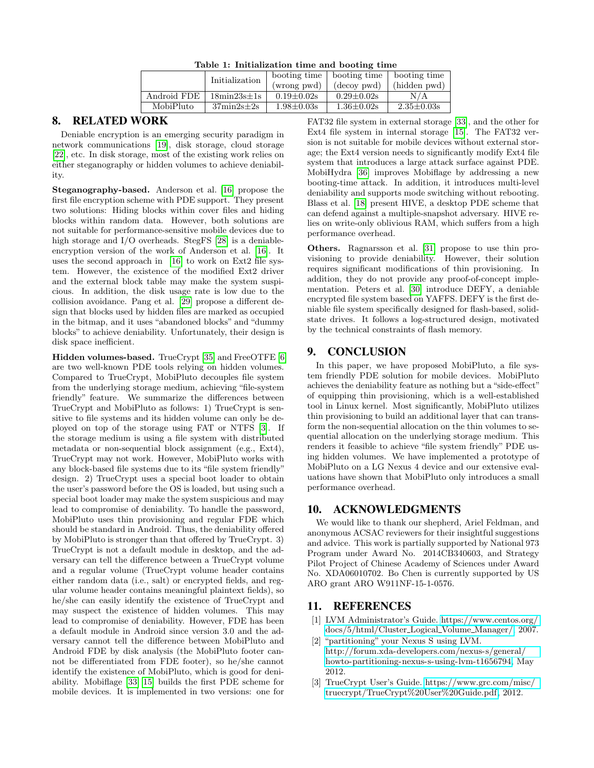Table 1: Initialization time and booting time

| | Initialization | booting time (wrong pwd) | booting time (decoy pwd) | booting time (hidden pwd) |
|---|---|---|---|---|
| Android FDE | 18min23s±1s | 0.19±0.02s | 0.29±0.02s | N/A |
| MobiPluto | 37min2s±2s | 1.98±0.03s | 1.36±0.02s | 2.35±0.03s |

## 8. RELATED WORK

Deniable encryption is an emerging security paradigm in network communications [19], disk storage, cloud storage [22], etc. In disk storage, most of the existing work relies on either steganography or hidden volumes to achieve deniability.

**Steganography-based.** Anderson et al. [16] propose the first file encryption scheme with PDE support. They present two solutions: Hiding blocks within cover files and hiding blocks within random data. However, both solutions are not suitable for performance-sensitive mobile devices due to high storage and I/O overheads. StegFS [28] is a deniable-encryption version of the work of Anderson et al. [16]. It uses the second approach in [16] to work on Ext2 file system. However, the existence of the modified Ext2 driver and the external block table may make the system suspicious. In addition, the disk usage rate is low due to the collision avoidance. Pang et al. [29] propose a different design that blocks used by hidden files are marked as occupied in the bitmap, and it uses "abandoned blocks" and "dummy blocks" to achieve deniability. Unfortunately, their design is disk space inefficient.

**Hidden volumes-based.** TrueCrypt [35] and FreeOTFE [6] are two well-known PDE tools relying on hidden volumes. Compared to TrueCrypt, MobiPluto decouples file system from the underlying storage medium, achieving "file-system friendly" feature. We summarize the differences between TrueCrypt and MobiPluto as follows: 1) TrueCrypt is sensitive to file systems and its hidden volume can only be deployed on top of the storage using FAT or NTFS [3]. If the storage medium is using a file system with distributed metadata or non-sequential block assignment (e.g., Ext4), TrueCrypt may not work. However, MobiPluto works with any block-based file systems due to its "file system friendly" design. 2) TrueCrypt uses a special boot loader to obtain the user's password before the OS is loaded, but using such a special boot loader may make the system suspicious and may lead to compromise of deniability. To handle the password, MobiPluto uses thin provisioning and regular FDE which should be standard in Android. Thus, the deniability offered by MobiPluto is stronger than that offered by TrueCrypt. 3) TrueCrypt is not a default module in desktop, and the adversary can tell the difference between a TrueCrypt volume and a regular volume (TrueCrypt volume header contains either random data (i.e., salt) or encrypted fields, and regular volume header contains meaningful plaintext fields), so he/she can easily identify the existence of TrueCrypt and may suspect the existence of hidden volumes. This may lead to compromise of deniability. However, FDE has been a default module in Android since version 3.0 and the adversary cannot tell the difference between MobiPluto and Android FDE by disk analysis (the MobiPluto footer cannot be differentiated from FDE footer), so he/she cannot identify the existence of MobiPluto, which is good for deniability. Mobiflage [33] [15] builds the first PDE scheme for mobile devices. It is implemented in two versions: one for FAT32 file system in external storage [33], and the other for Ext4 file system in internal storage [15]. The FAT32 version is not suitable for mobile devices without external storage; the Ext4 version needs to significantly modify Ext4 file system that introduces a large attack surface against PDE. MobiHydra [36] improves Mobiflage by addressing a new booting-time attack. In addition, it introduces multi-level deniability and supports mode switching without rebooting. Blass et al. [18] present HIVE, a desktop PDE scheme that can defend against a multiple-snapshot adversary. HIVE relies on write-only oblivious RAM, which suffers from a high performance overhead.

**Others.** Ragnarsson et al. [31] propose to use thin provisioning to provide deniability. However, their solution requires significant modifications of thin provisioning. In addition, they do not provide any proof-of-concept implementation. Peters et al. [30] introduce DEFY, a deniable encrypted file system based on YAFFS. DEFY is the first deniable file system specifically designed for flash-based, solid-state drives. It follows a log-structured design, motivated by the technical constraints of flash memory.

## 9. CONCLUSION

In this paper, we have proposed MobiPluto, a file system friendly PDE solution for mobile devices. MobiPluto achieves the deniability feature as nothing but a "side-effect" of equipping thin provisioning, which is a well-established tool in Linux kernel. Most significantly, MobiPluto utilizes thin provisioning to build an additional layer that can transform the non-sequential allocation on the thin volumes to sequential allocation on the underlying storage medium. This renders it feasible to achieve "file system friendly" PDE using hidden volumes. We have implemented a prototype of MobiPluto on a LG Nexus 4 device and our extensive evaluations have shown that MobiPluto only introduces a small performance overhead.

## 10. ACKNOWLEDGMENTS

We would like to thank our shepherd, Ariel Feldman, and anonymous ACSAC reviewers for their insightful suggestions and advice. This work is partially supported by National 973 Program under Award No. 2014CB340603, and Strategy Pilot Project of Chinese Academy of Sciences under Award No. XDA06010702. Bo Chen is currently supported by US ARO grant ARO W911NF-15-1-0576.

## 11. REFERENCES

[1] LVM Administrator's Guide. https://www.centos.org/docs/5/html/Cluster_Logical_Volume_Manager/, 2007.

[2] "partitioning" your Nexus S using LVM. http://forum.xda-developers.com/nexus-s/general/howto-partitioning-nexus-s-using-lvm-t1656794, May 2012.

[3] TrueCrypt User's Guide. https://www.grc.com/misc/truecrypt/TrueCrypt%20User%20Guide.pdf, 2012.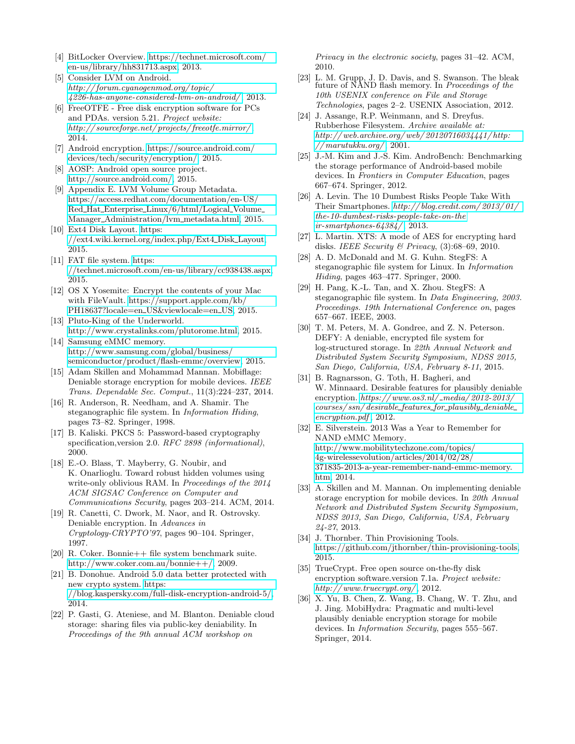[4] BitLocker Overview. https://technet.microsoft.com/en-us/library/hh831713.aspx, 2013.

[5] Consider LVM on Android. *http://forum.cyanogenmod.org/topic/4226-has-anyone-considered-lvm-on-android/*, 2013.

[6] FreeOTFE - Free disk encryption software for PCs and PDAs. version 5.21. *Project website: http://sourceforge.net/projects/freeotfe.mirror/*, 2014.

[7] Android encryption. https://source.android.com/devices/tech/security/encryption/, 2015.

[8] AOSP: Android open source project. http://source.android.com/, 2015.

[9] Appendix E. LVM Volume Group Metadata. https://access.redhat.com/documentation/en-US/Red_Hat_Enterprise_Linux/6/html/Logical_Volume_Manager_Administration/lvm_metadata.html, 2015.

[10] Ext4 Disk Layout. https://ext4.wiki.kernel.org/index.php/Ext4_Disk_Layout, 2015.

[11] FAT file system. https://technet.microsoft.com/en-us/library/cc938438.aspx, 2015.

[12] OS X Yosemite: Encrypt the contents of your Mac with FileVault. https://support.apple.com/kb/PH18637?locale=en_US&viewlocale=en_US, 2015.

[13] Pluto-King of the Underworld. http://www.crystalinks.com/plutorome.html, 2015.

[14] Samsung eMMC memory. http://www.samsung.com/global/business/semiconductor/product/flash-emmc/overview, 2015.

[15] Adam Skillen and Mohammad Mannan. Mobiflage: Deniable storage encryption for mobile devices. *IEEE Trans. Dependable Sec. Comput.*, 11(3):224–237, 2014.

[16] R. Anderson, R. Needham, and A. Shamir. The steganographic file system. In *Information Hiding*, pages 73–82. Springer, 1998.

[17] B. Kaliski. PKCS 5: Password-based cryptography specification,version 2.0. *RFC 2898 (informational)*, 2000.

[18] E.-O. Blass, T. Mayberry, G. Noubir, and K. Onarlioglu. Toward robust hidden volumes using write-only oblivious RAM. In *Proceedings of the 2014 ACM SIGSAC Conference on Computer and Communications Security*, pages 203–214. ACM, 2014.

[19] R. Canetti, C. Dwork, M. Naor, and R. Ostrovsky. Deniable encryption. In *Advances in Cryptology-CRYPTO'97*, pages 90–104. Springer, 1997.

[20] R. Coker. Bonnie++ file system benchmark suite. http://www.coker.com.au/bonnie++/, 2009.

[21] B. Donohue. Android 5.0 data better protected with new crypto system. https://blog.kaspersky.com/full-disk-encryption-android-5/, 2014.

[22] P. Gasti, G. Ateniese, and M. Blanton. Deniable cloud storage: sharing files via public-key deniability. In *Proceedings of the 9th annual ACM workshop on Privacy in the electronic society*, pages 31–42. ACM, 2010.

[23] L. M. Grupp, J. D. Davis, and S. Swanson. The bleak future of NAND flash memory. In *Proceedings of the 10th USENIX conference on File and Storage Technologies*, pages 2–2. USENIX Association, 2012.

[24] J. Assange, R.P. Weinmann, and S. Dreyfus. Rubberhose Filesystem. *Archive available at: http://web.archive.org/web/20120716034441/http://marutukku.org/*, 2001.

[25] J.-M. Kim and J.-S. Kim. AndroBench: Benchmarking the storage performance of Android-based mobile devices. In *Frontiers in Computer Education*, pages 667–674. Springer, 2012.

[26] A. Levin. The 10 Dumbest Risks People Take With Their Smartphones. *http://blog.credit.com/2013/01/the-10-dumbest-risks-people-take-on-their-smartphones-64384/*, 2013.

[27] L. Martin. XTS: A mode of AES for encrypting hard disks. *IEEE Security & Privacy*, (3):68–69, 2010.

[28] A. D. McDonald and M. G. Kuhn. StegFS: A steganographic file system for Linux. In *Information Hiding*, pages 463–477. Springer, 2000.

[29] H. Pang, K.-L. Tan, and X. Zhou. StegFS: A steganographic file system. In *Data Engineering, 2003. Proceedings. 19th International Conference on*, pages 657–667. IEEE, 2003.

[30] T. M. Peters, M. A. Gondree, and Z. N. Peterson. DEFY: A deniable, encrypted file system for log-structured storage. In *22th Annual Network and Distributed System Security Symposium, NDSS 2015, San Diego, California, USA, February 8-11*, 2015.

[31] B. Ragnarsson, G. Toth, H. Bagheri, and W. Minnaard. Desirable features for plausibly deniable encryption. *https://www.os3.nl/_media/2012-2013/courses/ssn/desirable_features_for_plausibly_deniable_encryption.pdf*, 2012.

[32] E. Silverstein. 2013 Was a Year to Remember for NAND eMMC Memory. http://www.mobilitytechzone.com/topics/4g-wirelessevolution/articles/2014/02/28/371835-2013-a-year-remember-nand-emmc-memory.htm, 2014.

[33] A. Skillen and M. Mannan. On implementing deniable storage encryption for mobile devices. In *20th Annual Network and Distributed System Security Symposium, NDSS 2013, San Diego, California, USA, February 24-27*, 2013.

[34] J. Thornber. Thin Provisioning Tools. https://github.com/jthornber/thin-provisioning-tools, 2015.

[35] TrueCrypt. Free open source on-the-fly disk encryption software.version 7.1a. *Project website: http://www.truecrypt.org/*, 2012.

[36] X. Yu, B. Chen, Z. Wang, B. Chang, W. T. Zhu, and J. Jing. MobiHydra: Pragmatic and multi-level plausibly deniable encryption storage for mobile devices. In *Information Security*, pages 555–567. Springer, 2014.